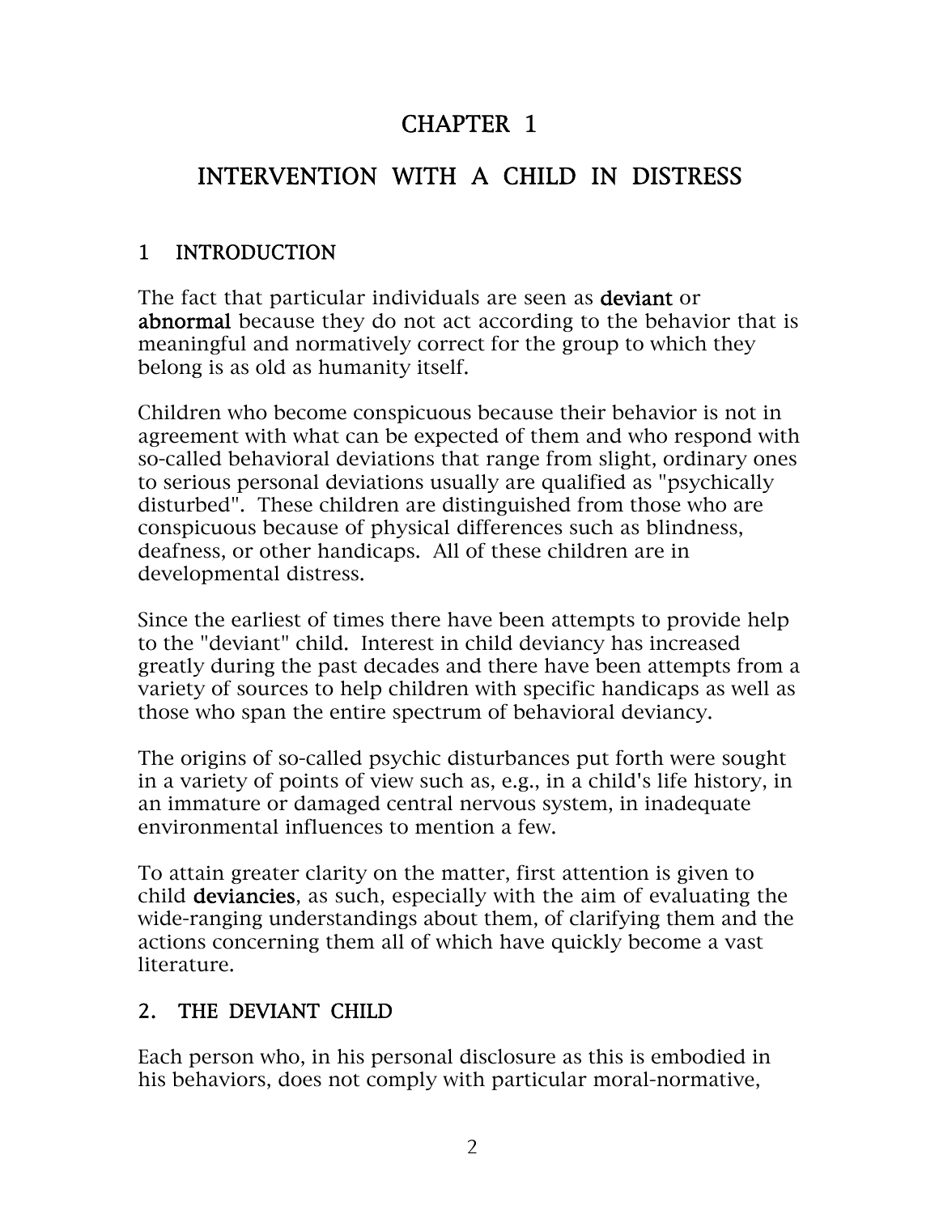# CHAPTER 1

# INTERVENTION WITH A CHILD IN DISTRESS

## 1 INTRODUCTION

The fact that particular individuals are seen as **deviant** or **abnormal** because they do not act according to the behavior that is meaningful and normatively correct for the group to which they belong is as old as humanity itself.

Children who become conspicuous because their behavior is not in agreement with what can be expected of them and who respond with so-called behavioral deviations that range from slight, ordinary ones to serious personal deviations usually are qualified as "psychically disturbed". These children are distinguished from those who are conspicuous because of physical differences such as blindness, deafness, or other handicaps. All of these children are in developmental distress.

Since the earliest of times there have been attempts to provide help to the "deviant" child. Interest in child deviancy has increased greatly during the past decades and there have been attempts from a variety of sources to help children with specific handicaps as well as those who span the entire spectrum of behavioral deviancy.

The origins of so-called psychic disturbances put forth were sought in a variety of points of view such as, e.g., in a child's life history, in an immature or damaged central nervous system, in inadequate environmental influences to mention a few.

To attain greater clarity on the matter, first attention is given to child **deviancies**, as such, especially with the aim of evaluating the wide-ranging understandings about them, of clarifying them and the actions concerning them all of which have quickly become a vast literature.

## 2. THE DEVIANT CHILD

Each person who, in his personal disclosure as this is embodied in his behaviors, does not comply with particular moral-normative,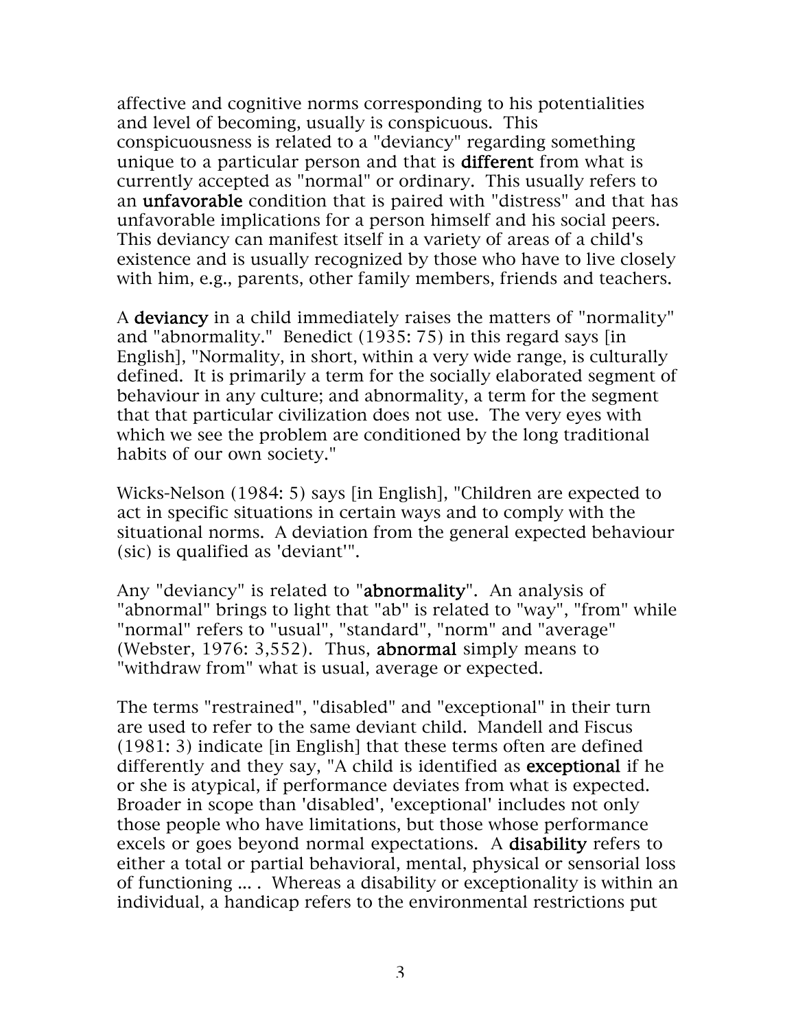affective and cognitive norms corresponding to his potentialities and level of becoming, usually is conspicuous. This conspicuousness is related to a "deviancy" regarding something unique to a particular person and that is **different** from what is currently accepted as "normal" or ordinary. This usually refers to an **unfavorable** condition that is paired with "distress" and that has unfavorable implications for a person himself and his social peers. This deviancy can manifest itself in a variety of areas of a child's existence and is usually recognized by those who have to live closely with him, e.g., parents, other family members, friends and teachers.

A **deviancy** in a child immediately raises the matters of "normality" and "abnormality." Benedict (1935: 75) in this regard says [in English], "Normality, in short, within a very wide range, is culturally defined. It is primarily a term for the socially elaborated segment of behaviour in any culture; and abnormality, a term for the segment that that particular civilization does not use. The very eyes with which we see the problem are conditioned by the long traditional habits of our own society."

Wicks-Nelson (1984: 5) says [in English], "Children are expected to act in specific situations in certain ways and to comply with the situational norms. A deviation from the general expected behaviour (sic) is qualified as 'deviant'".

Any "deviancy" is related to "**abnormality**". An analysis of "abnormal" brings to light that "ab" is related to "way", "from" while "normal" refers to "usual", "standard", "norm" and "average" (Webster, 1976: 3,552). Thus, **abnormal** simply means to "withdraw from" what is usual, average or expected.

The terms "restrained", "disabled" and "exceptional" in their turn are used to refer to the same deviant child. Mandell and Fiscus (1981: 3) indicate [in English] that these terms often are defined differently and they say, "A child is identified as **exceptional** if he or she is atypical, if performance deviates from what is expected. Broader in scope than 'disabled', 'exceptional' includes not only those people who have limitations, but those whose performance excels or goes beyond normal expectations. A **disability** refers to either a total or partial behavioral, mental, physical or sensorial loss of functioning ... . Whereas a disability or exceptionality is within an individual, a handicap refers to the environmental restrictions put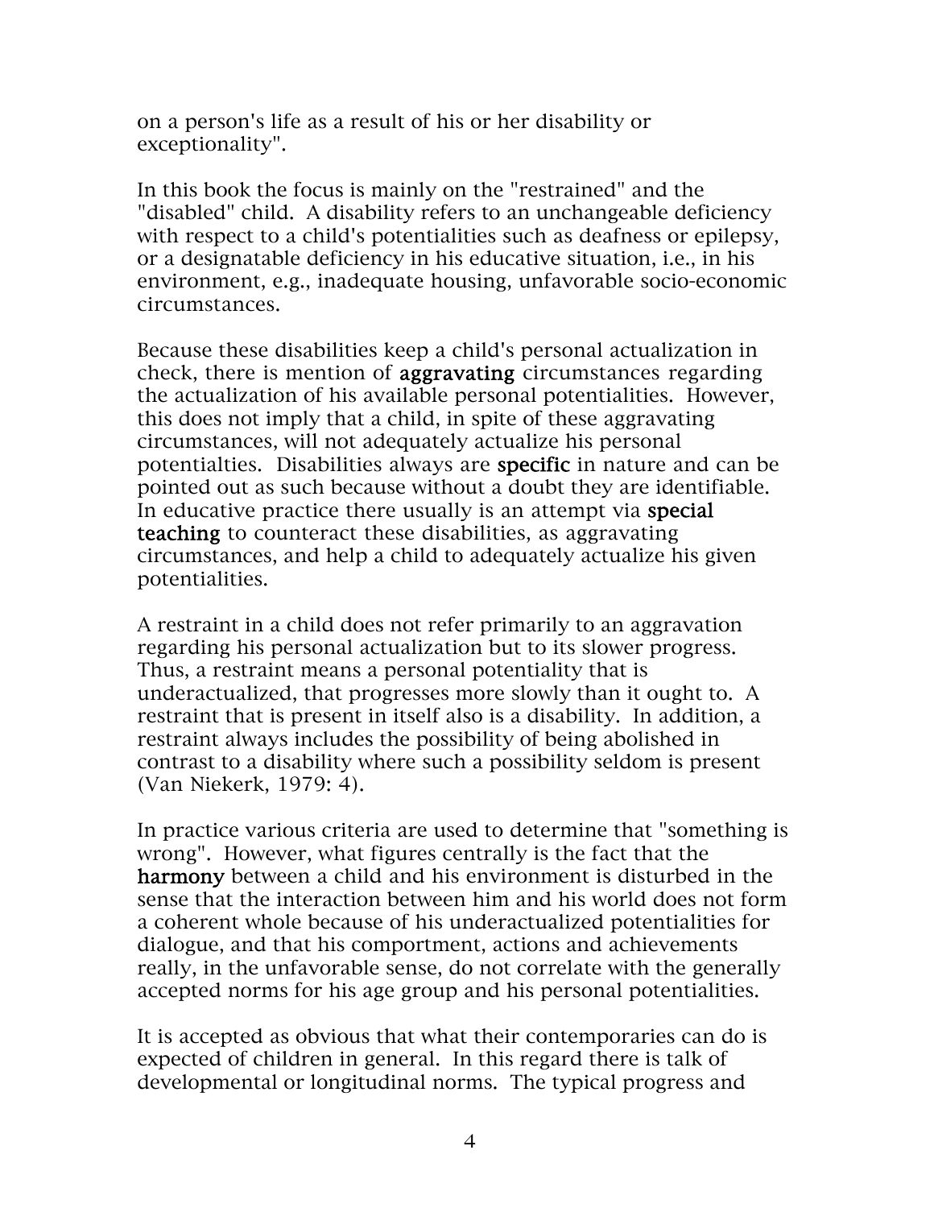on a person's life as a result of his or her disability or exceptionality".

In this book the focus is mainly on the "restrained" and the "disabled" child. A disability refers to an unchangeable deficiency with respect to a child's potentialities such as deafness or epilepsy, or a designatable deficiency in his educative situation, i.e., in his environment, e.g., inadequate housing, unfavorable socio-economic circumstances.

Because these disabilities keep a child's personal actualization in check, there is mention of **aggravating** circumstances regarding the actualization of his available personal potentialities. However, this does not imply that a child, in spite of these aggravating circumstances, will not adequately actualize his personal potentialties. Disabilities always are **specific** in nature and can be pointed out as such because without a doubt they are identifiable. In educative practice there usually is an attempt via **special teaching** to counteract these disabilities, as aggravating circumstances, and help a child to adequately actualize his given potentialities.

A restraint in a child does not refer primarily to an aggravation regarding his personal actualization but to its slower progress. Thus, a restraint means a personal potentiality that is underactualized, that progresses more slowly than it ought to. A restraint that is present in itself also is a disability. In addition, a restraint always includes the possibility of being abolished in contrast to a disability where such a possibility seldom is present (Van Niekerk, 1979: 4).

In practice various criteria are used to determine that "something is wrong". However, what figures centrally is the fact that the **harmony** between a child and his environment is disturbed in the sense that the interaction between him and his world does not form a coherent whole because of his underactualized potentialities for dialogue, and that his comportment, actions and achievements really, in the unfavorable sense, do not correlate with the generally accepted norms for his age group and his personal potentialities.

It is accepted as obvious that what their contemporaries can do is expected of children in general. In this regard there is talk of developmental or longitudinal norms. The typical progress and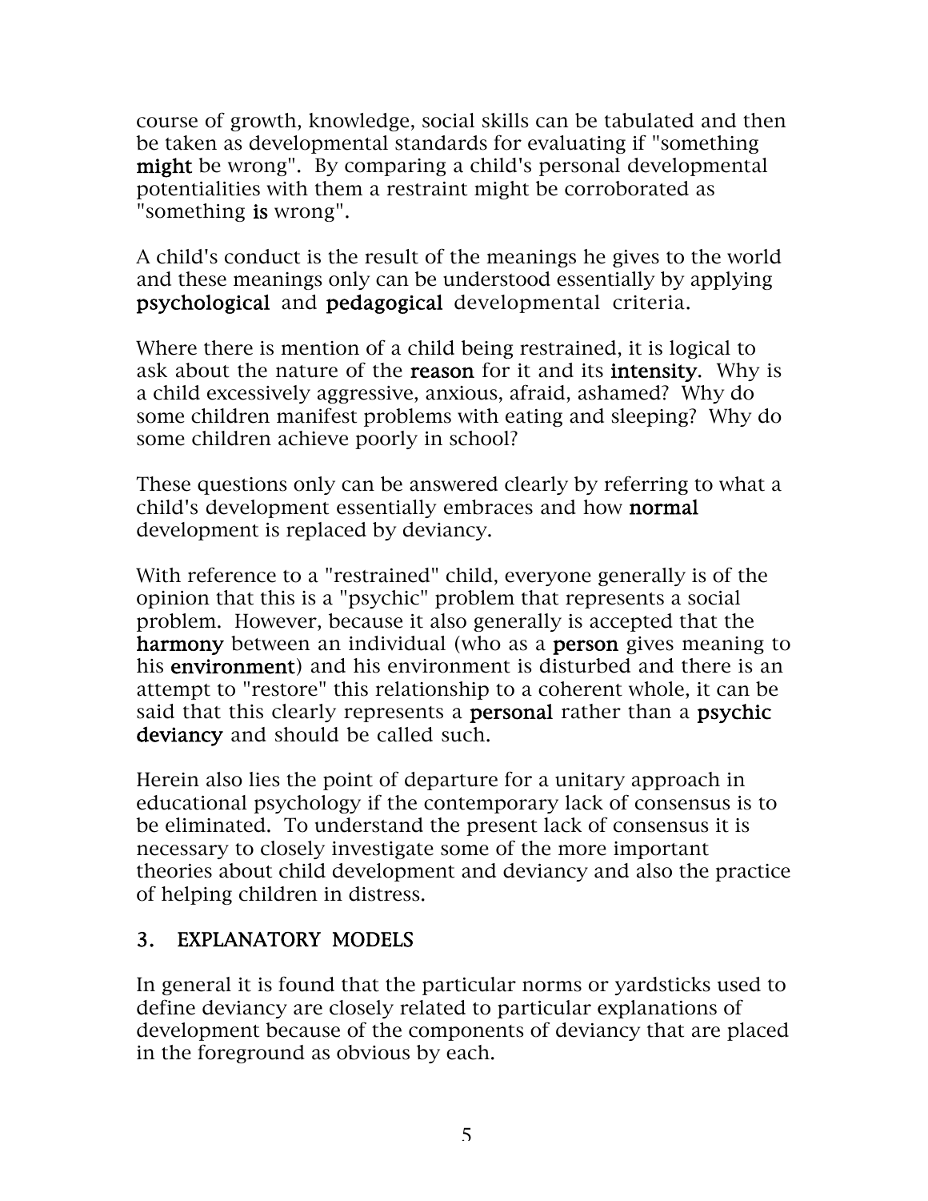course of growth, knowledge, social skills can be tabulated and then be taken as developmental standards for evaluating if "something **might** be wrong". By comparing a child's personal developmental potentialities with them a restraint might be corroborated as "something **is** wrong".

A child's conduct is the result of the meanings he gives to the world and these meanings only can be understood essentially by applying **psychological** and **pedagogical** developmental criteria.

Where there is mention of a child being restrained, it is logical to ask about the nature of the **reason** for it and its **intensity**. Why is a child excessively aggressive, anxious, afraid, ashamed? Why do some children manifest problems with eating and sleeping? Why do some children achieve poorly in school?

These questions only can be answered clearly by referring to what a child's development essentially embraces and how **normal** development is replaced by deviancy.

With reference to a "restrained" child, everyone generally is of the opinion that this is a "psychic" problem that represents a social problem. However, because it also generally is accepted that the **harmony** between an individual (who as a **person** gives meaning to his **environment**) and his environment is disturbed and there is an attempt to "restore" this relationship to a coherent whole, it can be said that this clearly represents a **personal** rather than a **psychic deviancy** and should be called such.

Herein also lies the point of departure for a unitary approach in educational psychology if the contemporary lack of consensus is to be eliminated. To understand the present lack of consensus it is necessary to closely investigate some of the more important theories about child development and deviancy and also the practice of helping children in distress.

## 3. EXPLANATORY MODELS

In general it is found that the particular norms or yardsticks used to define deviancy are closely related to particular explanations of development because of the components of deviancy that are placed in the foreground as obvious by each.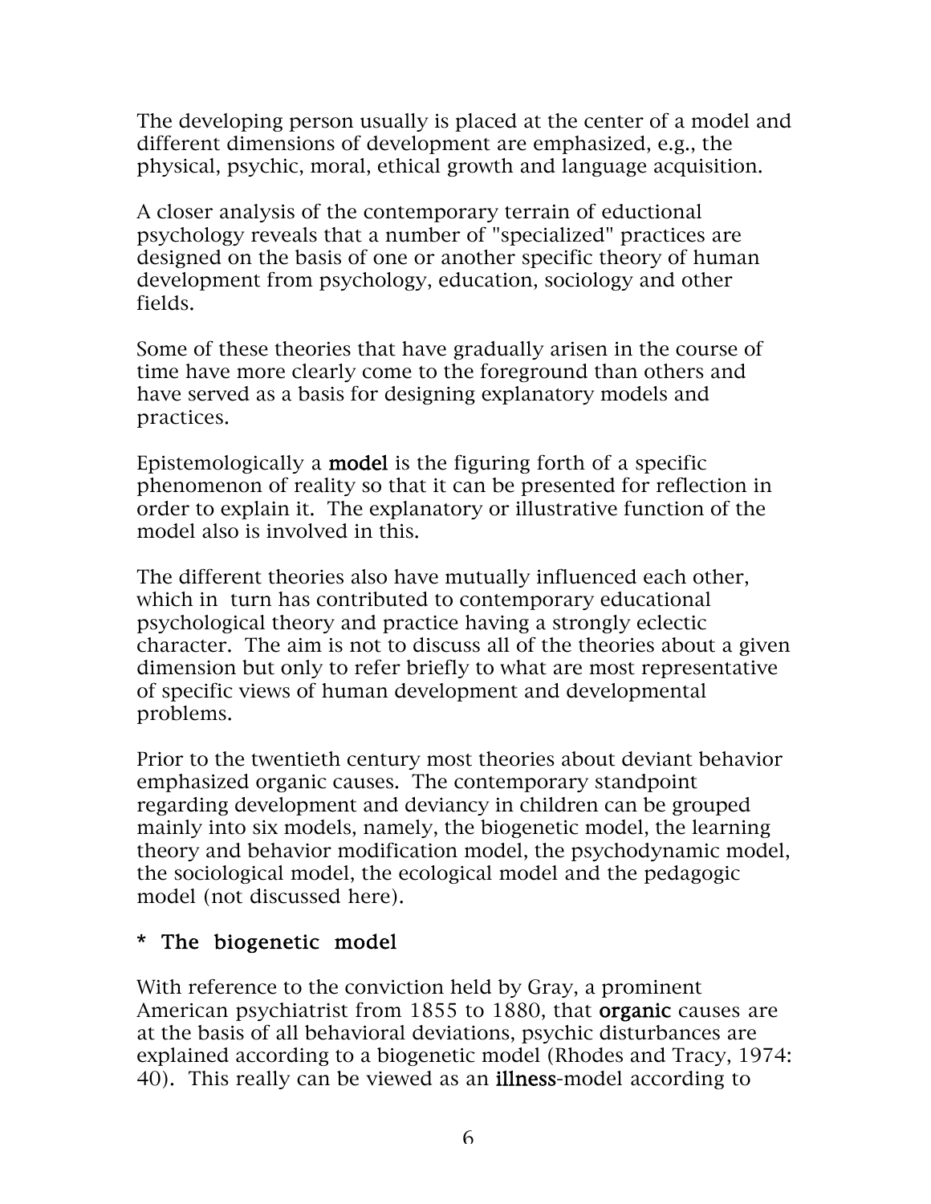The developing person usually is placed at the center of a model and different dimensions of development are emphasized, e.g., the physical, psychic, moral, ethical growth and language acquisition.

A closer analysis of the contemporary terrain of eductional psychology reveals that a number of "specialized" practices are designed on the basis of one or another specific theory of human development from psychology, education, sociology and other fields.

Some of these theories that have gradually arisen in the course of time have more clearly come to the foreground than others and have served as a basis for designing explanatory models and practices.

Epistemologically a **model** is the figuring forth of a specific phenomenon of reality so that it can be presented for reflection in order to explain it. The explanatory or illustrative function of the model also is involved in this.

The different theories also have mutually influenced each other, which in turn has contributed to contemporary educational psychological theory and practice having a strongly eclectic character. The aim is not to discuss all of the theories about a given dimension but only to refer briefly to what are most representative of specific views of human development and developmental problems.

Prior to the twentieth century most theories about deviant behavior emphasized organic causes. The contemporary standpoint regarding development and deviancy in children can be grouped mainly into six models, namely, the biogenetic model, the learning theory and behavior modification model, the psychodynamic model, the sociological model, the ecological model and the pedagogic model (not discussed here).

### * The biogenetic model

With reference to the conviction held by Gray, a prominent American psychiatrist from 1855 to 1880, that **organic** causes are at the basis of all behavioral deviations, psychic disturbances are explained according to a biogenetic model (Rhodes and Tracy, 1974: 40). This really can be viewed as an **illness**-model according to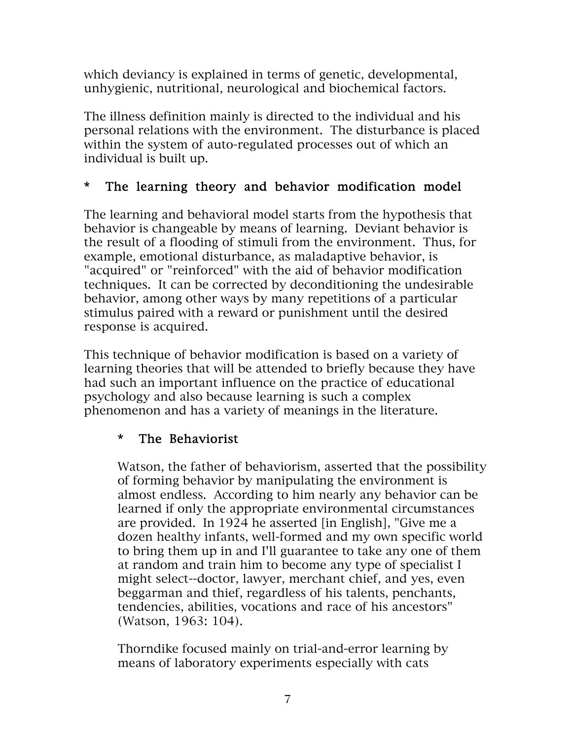which deviancy is explained in terms of genetic, developmental, unhygienic, nutritional, neurological and biochemical factors.

The illness definition mainly is directed to the individual and his personal relations with the environment. The disturbance is placed within the system of auto-regulated processes out of which an individual is built up.

### * The learning theory and behavior modification model

The learning and behavioral model starts from the hypothesis that behavior is changeable by means of learning. Deviant behavior is the result of a flooding of stimuli from the environment. Thus, for example, emotional disturbance, as maladaptive behavior, is "acquired" or "reinforced" with the aid of behavior modification techniques. It can be corrected by deconditioning the undesirable behavior, among other ways by many repetitions of a particular stimulus paired with a reward or punishment until the desired response is acquired.

This technique of behavior modification is based on a variety of learning theories that will be attended to briefly because they have had such an important influence on the practice of educational psychology and also because learning is such a complex phenomenon and has a variety of meanings in the literature.

#### * The Behaviorist

Watson, the father of behaviorism, asserted that the possibility of forming behavior by manipulating the environment is almost endless. According to him nearly any behavior can be learned if only the appropriate environmental circumstances are provided. In 1924 he asserted [in English], "Give me a dozen healthy infants, well-formed and my own specific world to bring them up in and I'll guarantee to take any one of them at random and train him to become any type of specialist I might select--doctor, lawyer, merchant chief, and yes, even beggarman and thief, regardless of his talents, penchants, tendencies, abilities, vocations and race of his ancestors" (Watson, 1963: 104).

Thorndike focused mainly on trial-and-error learning by means of laboratory experiments especially with cats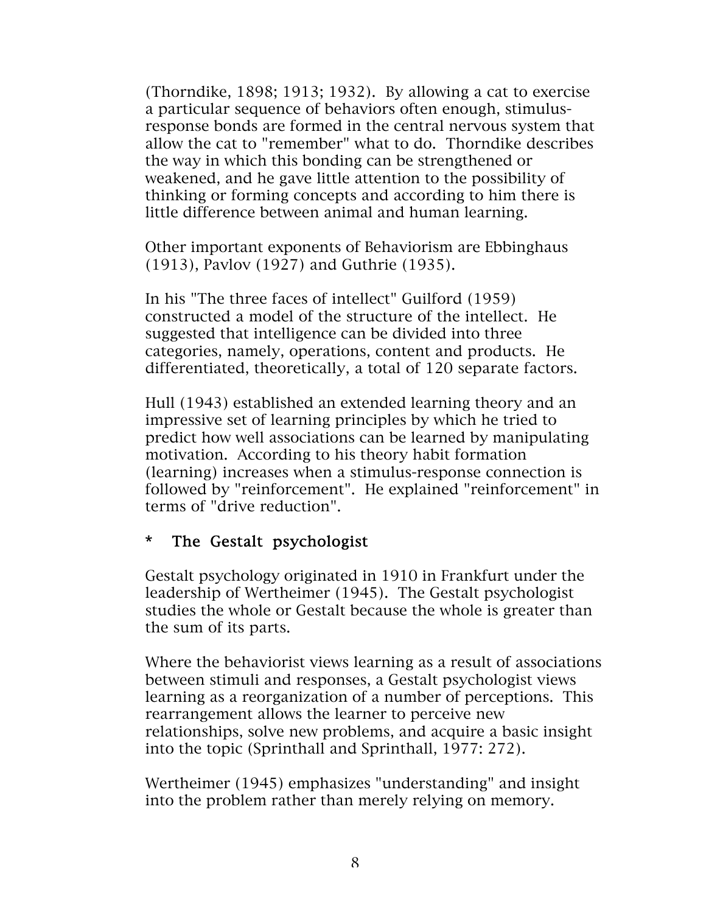(Thorndike, 1898; 1913; 1932). By allowing a cat to exercise a particular sequence of behaviors often enough, stimulus-response bonds are formed in the central nervous system that allow the cat to "remember" what to do. Thorndike describes the way in which this bonding can be strengthened or weakened, and he gave little attention to the possibility of thinking or forming concepts and according to him there is little difference between animal and human learning.

Other important exponents of Behaviorism are Ebbinghaus (1913), Pavlov (1927) and Guthrie (1935).

In his "The three faces of intellect" Guilford (1959) constructed a model of the structure of the intellect. He suggested that intelligence can be divided into three categories, namely, operations, content and products. He differentiated, theoretically, a total of 120 separate factors.

Hull (1943) established an extended learning theory and an impressive set of learning principles by which he tried to predict how well associations can be learned by manipulating motivation. According to his theory habit formation (learning) increases when a stimulus-response connection is followed by "reinforcement". He explained "reinforcement" in terms of "drive reduction".

### * The Gestalt psychologist

Gestalt psychology originated in 1910 in Frankfurt under the leadership of Wertheimer (1945). The Gestalt psychologist studies the whole or Gestalt because the whole is greater than the sum of its parts.

Where the behaviorist views learning as a result of associations between stimuli and responses, a Gestalt psychologist views learning as a reorganization of a number of perceptions. This rearrangement allows the learner to perceive new relationships, solve new problems, and acquire a basic insight into the topic (Sprinthall and Sprinthall, 1977: 272).

Wertheimer (1945) emphasizes "understanding" and insight into the problem rather than merely relying on memory.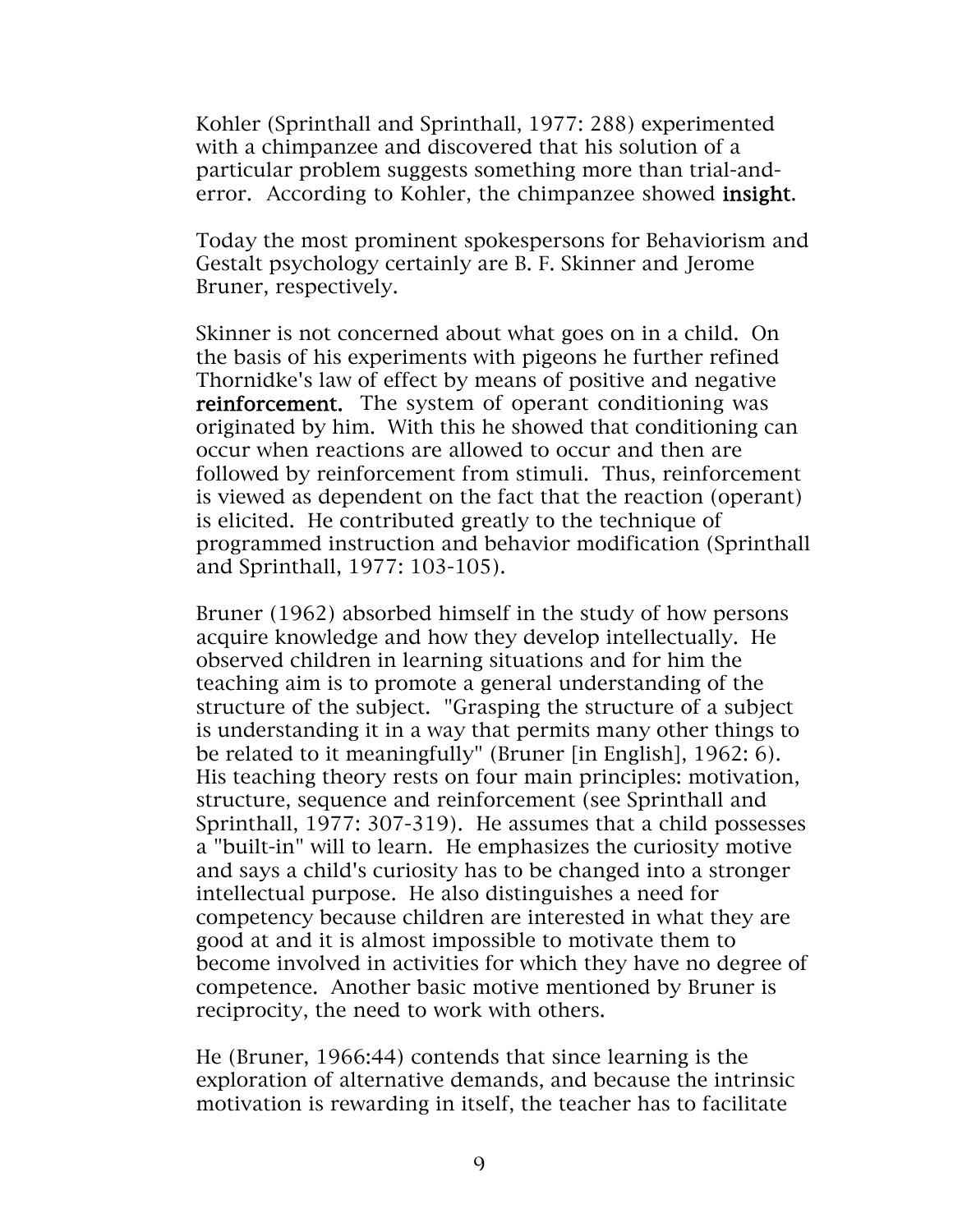Kohler (Sprinthall and Sprinthall, 1977: 288) experimented with a chimpanzee and discovered that his solution of a particular problem suggests something more than trial-and-error. According to Kohler, the chimpanzee showed **insight.**

Today the most prominent spokespersons for Behaviorism and Gestalt psychology certainly are B. F. Skinner and Jerome Bruner, respectively.

Skinner is not concerned about what goes on in a child. On the basis of his experiments with pigeons he further refined Thornidke's law of effect by means of positive and negative **reinforcement.** The system of operant conditioning was originated by him. With this he showed that conditioning can occur when reactions are allowed to occur and then are followed by reinforcement from stimuli. Thus, reinforcement is viewed as dependent on the fact that the reaction (operant) is elicited. He contributed greatly to the technique of programmed instruction and behavior modification (Sprinthall and Sprinthall, 1977: 103-105).

Bruner (1962) absorbed himself in the study of how persons acquire knowledge and how they develop intellectually. He observed children in learning situations and for him the teaching aim is to promote a general understanding of the structure of the subject. "Grasping the structure of a subject is understanding it in a way that permits many other things to be related to it meaningfully" (Bruner [in English], 1962: 6). His teaching theory rests on four main principles: motivation, structure, sequence and reinforcement (see Sprinthall and Sprinthall, 1977: 307-319). He assumes that a child possesses a "built-in" will to learn. He emphasizes the curiosity motive and says a child's curiosity has to be changed into a stronger intellectual purpose. He also distinguishes a need for competency because children are interested in what they are good at and it is almost impossible to motivate them to become involved in activities for which they have no degree of competence. Another basic motive mentioned by Bruner is reciprocity, the need to work with others.

He (Bruner, 1966:44) contends that since learning is the exploration of alternative demands, and because the intrinsic motivation is rewarding in itself, the teacher has to facilitate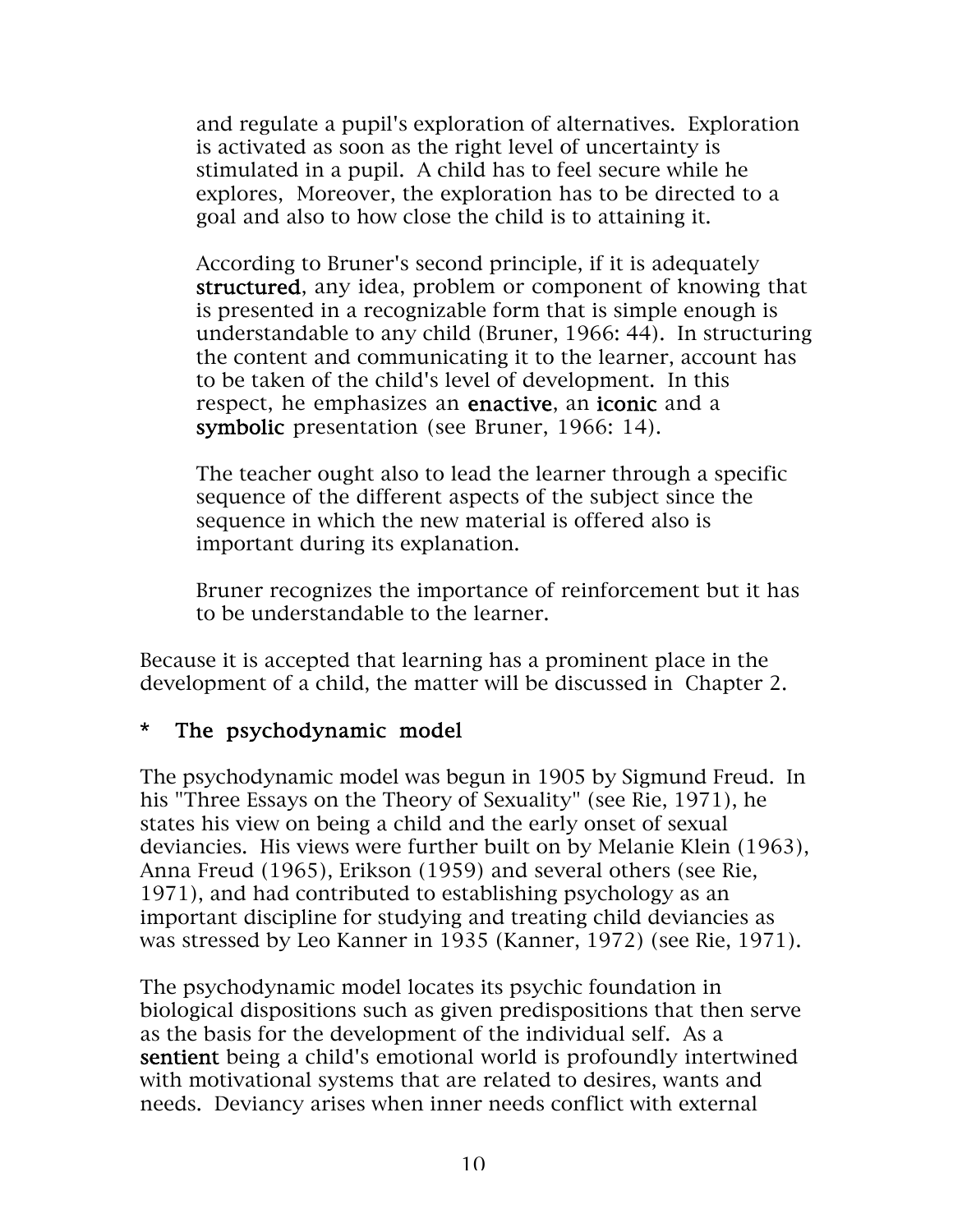and regulate a pupil's exploration of alternatives. Exploration is activated as soon as the right level of uncertainty is stimulated in a pupil. A child has to feel secure while he explores, Moreover, the exploration has to be directed to a goal and also to how close the child is to attaining it.

According to Bruner's second principle, if it is adequately **structured**, any idea, problem or component of knowing that is presented in a recognizable form that is simple enough is understandable to any child (Bruner, 1966: 44). In structuring the content and communicating it to the learner, account has to be taken of the child's level of development. In this respect, he emphasizes an **enactive**, an **iconic** and a **symbolic** presentation (see Bruner, 1966: 14).

The teacher ought also to lead the learner through a specific sequence of the different aspects of the subject since the sequence in which the new material is offered also is important during its explanation.

Bruner recognizes the importance of reinforcement but it has to be understandable to the learner.

Because it is accepted that learning has a prominent place in the development of a child, the matter will be discussed in Chapter 2.

### * The psychodynamic model

The psychodynamic model was begun in 1905 by Sigmund Freud. In his "Three Essays on the Theory of Sexuality" (see Rie, 1971), he states his view on being a child and the early onset of sexual deviancies. His views were further built on by Melanie Klein (1963), Anna Freud (1965), Erikson (1959) and several others (see Rie, 1971), and had contributed to establishing psychology as an important discipline for studying and treating child deviancies as was stressed by Leo Kanner in 1935 (Kanner, 1972) (see Rie, 1971).

The psychodynamic model locates its psychic foundation in biological dispositions such as given predispositions that then serve as the basis for the development of the individual self. As a **sentient** being a child's emotional world is profoundly intertwined with motivational systems that are related to desires, wants and needs. Deviancy arises when inner needs conflict with external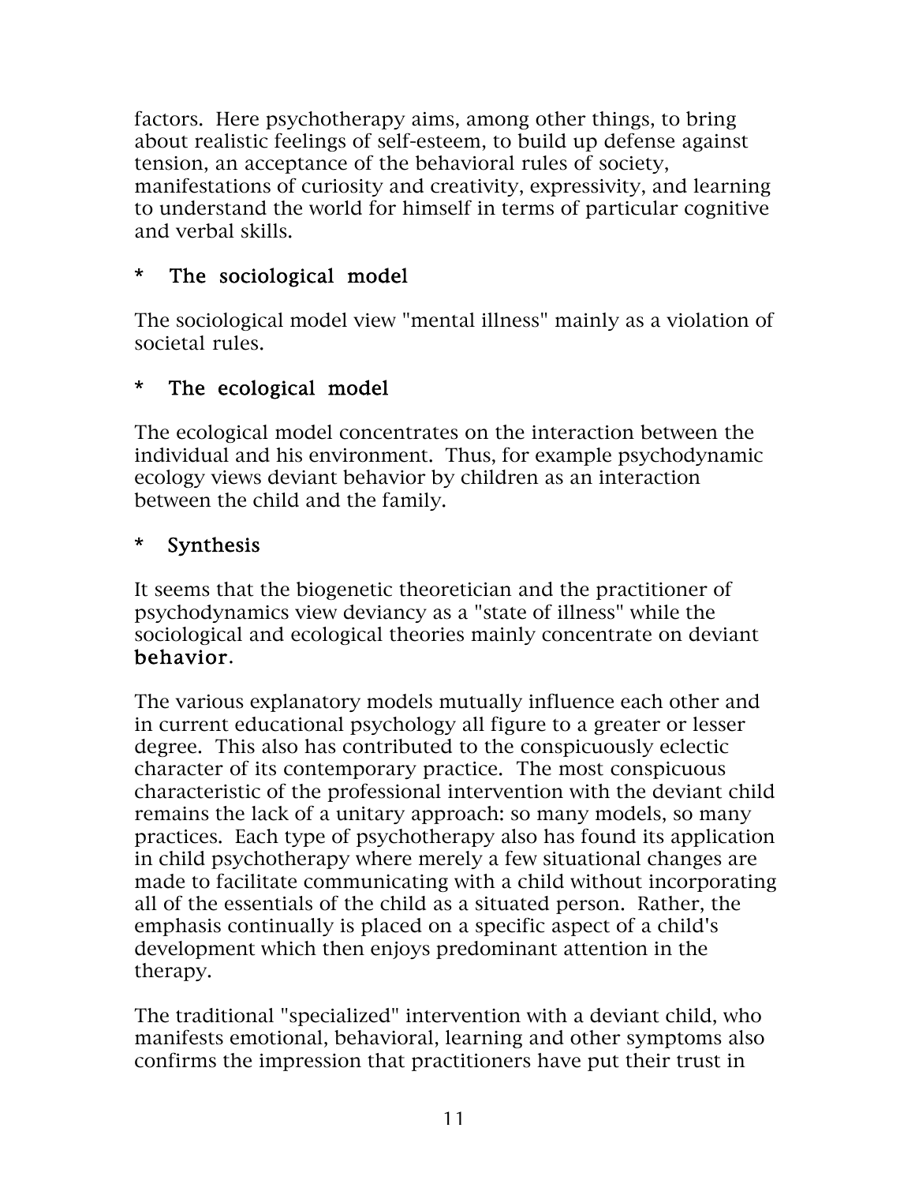factors. Here psychotherapy aims, among other things, to bring about realistic feelings of self-esteem, to build up defense against tension, an acceptance of the behavioral rules of society, manifestations of curiosity and creativity, expressivity, and learning to understand the world for himself in terms of particular cognitive and verbal skills.

### * The sociological model

The sociological model view "mental illness" mainly as a violation of societal rules.

### * The ecological model

The ecological model concentrates on the interaction between the individual and his environment. Thus, for example psychodynamic ecology views deviant behavior by children as an interaction between the child and the family.

### * Synthesis

It seems that the biogenetic theoretician and the practitioner of psychodynamics view deviancy as a "state of illness" while the sociological and ecological theories mainly concentrate on deviant **behavior**.

The various explanatory models mutually influence each other and in current educational psychology all figure to a greater or lesser degree. This also has contributed to the conspicuously eclectic character of its contemporary practice. The most conspicuous characteristic of the professional intervention with the deviant child remains the lack of a unitary approach: so many models, so many practices. Each type of psychotherapy also has found its application in child psychotherapy where merely a few situational changes are made to facilitate communicating with a child without incorporating all of the essentials of the child as a situated person. Rather, the emphasis continually is placed on a specific aspect of a child's development which then enjoys predominant attention in the therapy.

The traditional "specialized" intervention with a deviant child, who manifests emotional, behavioral, learning and other symptoms also confirms the impression that practitioners have put their trust in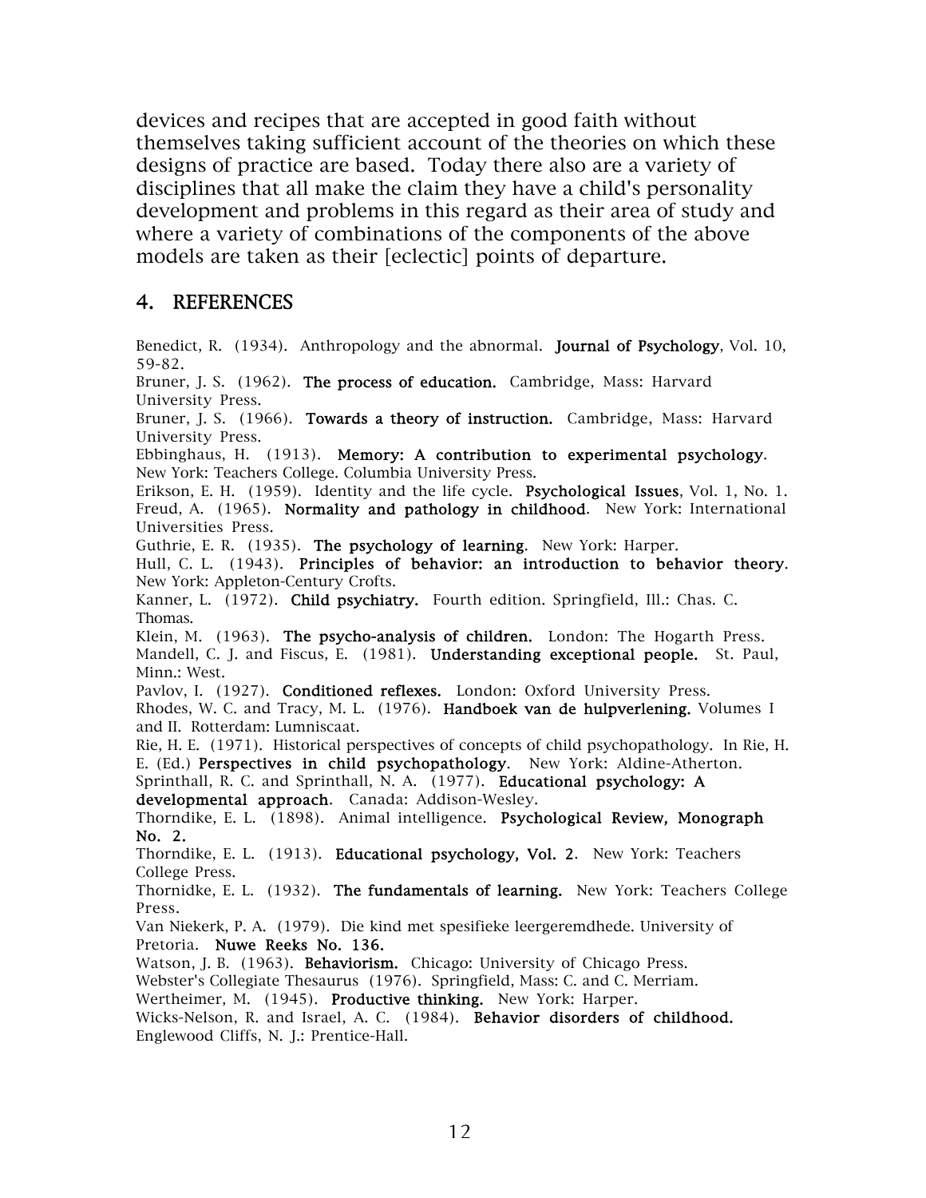devices and recipes that are accepted in good faith without themselves taking sufficient account of the theories on which these designs of practice are based. Today there also are a variety of disciplines that all make the claim they have a child's personality development and problems in this regard as their area of study and where a variety of combinations of the components of the above models are taken as their [eclectic] points of departure.

## 4. REFERENCES

Benedict, R. (1934). Anthropology and the abnormal. **Journal of Psychology**, Vol. 10, 59-82.

Bruner, J. S. (1962). **The process of education.** Cambridge, Mass: Harvard University Press.

Bruner, J. S. (1966). **Towards a theory of instruction.** Cambridge, Mass: Harvard University Press.

Ebbinghaus, H. (1913). **Memory: A contribution to experimental psychology**. New York: Teachers College. Columbia University Press.

Erikson, E. H. (1959). Identity and the life cycle. **Psychological Issues**, Vol. 1, No. 1.

Freud, A. (1965). **Normality and pathology in childhood**. New York: International Universities Press.

Guthrie, E. R. (1935). **The psychology of learning**. New York: Harper.

Hull, C. L. (1943). **Principles of behavior: an introduction to behavior theory**. New York: Appleton-Century Crofts.

Kanner, L. (1972). **Child psychiatry.** Fourth edition. Springfield, Ill.: Chas. C. Thomas.

Klein, M. (1963). **The psycho-analysis of children.** London: The Hogarth Press.

Mandell, C. J. and Fiscus, E. (1981). **Understanding exceptional people.** St. Paul, Minn.: West.

Pavlov, I. (1927). **Conditioned reflexes.** London: Oxford University Press.

Rhodes, W. C. and Tracy, M. L. (1976). **Handboek van de hulpverlening.** Volumes I and II. Rotterdam: Lumniscaat.

Rie, H. E. (1971). Historical perspectives of concepts of child psychopathology. In Rie, H. E. (Ed.) **Perspectives in child psychopathology**. New York: Aldine-Atherton.

Sprinthall, R. C. and Sprinthall, N. A. (1977). **Educational psychology: A developmental approach**. Canada: Addison-Wesley.

Thorndike, E. L. (1898). Animal intelligence. **Psychological Review, Monograph No. 2.**

Thorndike, E. L. (1913). **Educational psychology, Vol. 2**. New York: Teachers College Press.

Thornidke, E. L. (1932). **The fundamentals of learning.** New York: Teachers College Press.

Van Niekerk, P. A. (1979). Die kind met spesifieke leergeremdhede. University of Pretoria. **Nuwe Reeks No. 136.**

Watson, J. B. (1963). **Behaviorism.** Chicago: University of Chicago Press.

Webster's Collegiate Thesaurus (1976). Springfield, Mass: C. and C. Merriam.

Wertheimer, M. (1945). **Productive thinking.** New York: Harper.

Wicks-Nelson, R. and Israel, A. C. (1984). **Behavior disorders of childhood.** Englewood Cliffs, N. J.: Prentice-Hall.